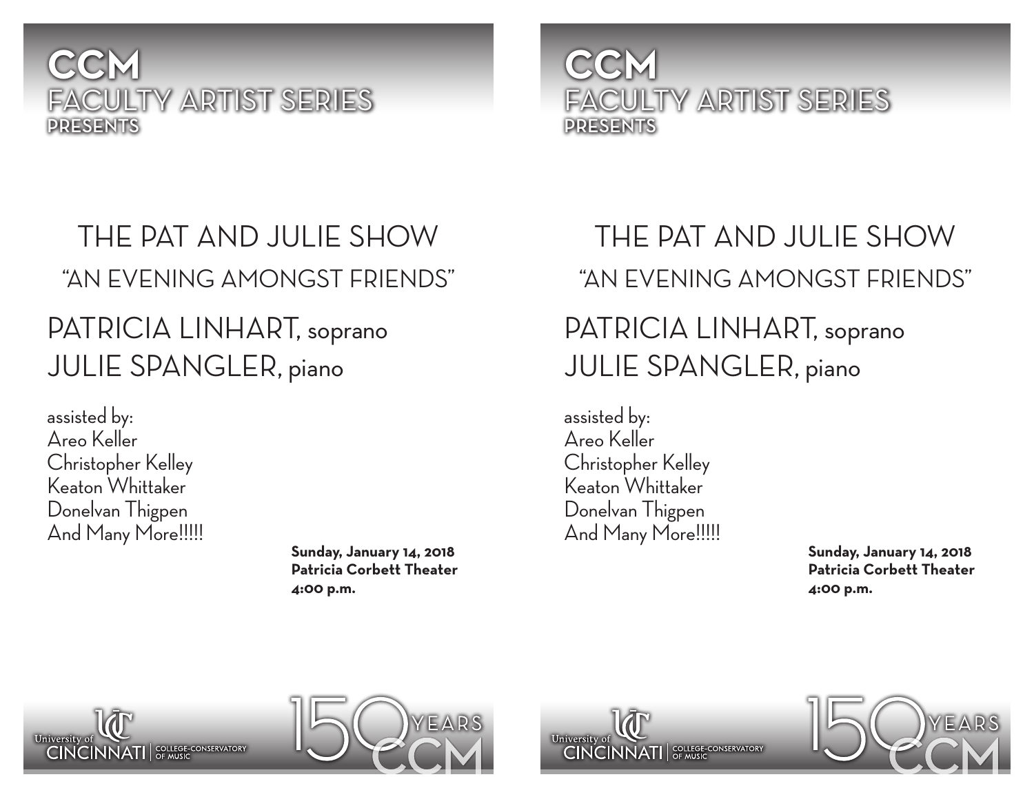# CCM
## FACULTY ARTIST SERIES
### PRESENTS

## THE PAT AND JULIE SHOW
### "AN EVENING AMONGST FRIENDS"

PATRICIA LINHART, soprano
JULIE SPANGLER, piano

assisted by:
Areo Keller
Christopher Kelley
Keaton Whittaker
Donelvan Thigpen
And Many More!!!!!

**Sunday, January 14, 2018**
**Patricia Corbett Theater**
**4:00 p.m.**

University of CINCINNATI | COLLEGE-CONSERVATORY OF MUSIC

150 YEARS CCM

# CCM
## FACULTY ARTIST SERIES
### PRESENTS

## THE PAT AND JULIE SHOW
### "AN EVENING AMONGST FRIENDS"

PATRICIA LINHART, soprano
JULIE SPANGLER, piano

assisted by:
Areo Keller
Christopher Kelley
Keaton Whittaker
Donelvan Thigpen
And Many More!!!!!

**Sunday, January 14, 2018**
**Patricia Corbett Theater**
**4:00 p.m.**

University of CINCINNATI | COLLEGE-CONSERVATORY OF MUSIC

150 YEARS CCM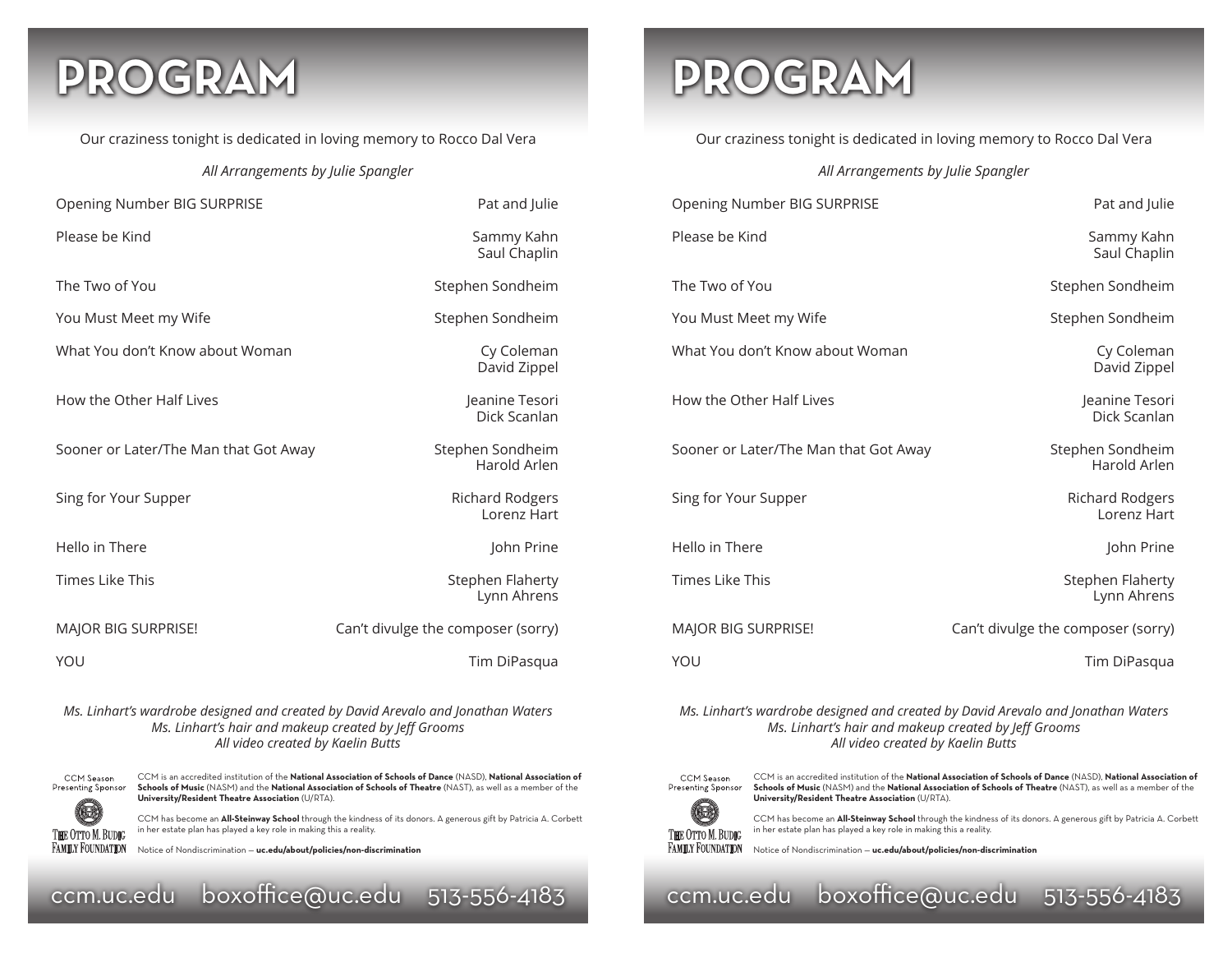# PROGRAM

Our craziness tonight is dedicated in loving memory to Rocco Dal Vera

*All Arrangements by Julie Spangler*

| | |
|---|---|
| Opening Number BIG SURPRISE | Pat and Julie |
| Please be Kind | Sammy Kahn<br>Saul Chaplin |
| The Two of You | Stephen Sondheim |
| You Must Meet my Wife | Stephen Sondheim |
| What You don't Know about Woman | Cy Coleman<br>David Zippel |
| How the Other Half Lives | Jeanine Tesori<br>Dick Scanlan |
| Sooner or Later/The Man that Got Away | Stephen Sondheim<br>Harold Arlen |
| Sing for Your Supper | Richard Rodgers<br>Lorenz Hart |
| Hello in There | John Prine |
| Times Like This | Stephen Flaherty<br>Lynn Ahrens |
| MAJOR BIG SURPRISE! | Can't divulge the composer (sorry) |
| YOU | Tim DiPasqua |

*Ms. Linhart's wardrobe designed and created by David Arevalo and Jonathan Waters*
*Ms. Linhart's hair and makeup created by Jeff Grooms*
*All video created by Kaelin Butts*

CCM Season Presenting Sponsor
The Otto M. Budig Family Foundation

CCM is an accredited institution of the **National Association of Schools of Dance** (NASD), **National Association of Schools of Music** (NASM) and the **National Association of Schools of Theatre** (NAST), as well as a member of the **University/Resident Theatre Association** (U/RTA).

CCM has become an **All-Steinway School** through the kindness of its donors. A generous gift by Patricia A. Corbett in her estate plan has played a key role in making this a reality.

Notice of Nondiscrimination — **uc.edu/about/policies/non-discrimination**

ccm.uc.edu boxoffice@uc.edu 513-556-4183

# PROGRAM

Our craziness tonight is dedicated in loving memory to Rocco Dal Vera

*All Arrangements by Julie Spangler*

| | |
|---|---|
| Opening Number BIG SURPRISE | Pat and Julie |
| Please be Kind | Sammy Kahn<br>Saul Chaplin |
| The Two of You | Stephen Sondheim |
| You Must Meet my Wife | Stephen Sondheim |
| What You don't Know about Woman | Cy Coleman<br>David Zippel |
| How the Other Half Lives | Jeanine Tesori<br>Dick Scanlan |
| Sooner or Later/The Man that Got Away | Stephen Sondheim<br>Harold Arlen |
| Sing for Your Supper | Richard Rodgers<br>Lorenz Hart |
| Hello in There | John Prine |
| Times Like This | Stephen Flaherty<br>Lynn Ahrens |
| MAJOR BIG SURPRISE! | Can't divulge the composer (sorry) |
| YOU | Tim DiPasqua |

*Ms. Linhart's wardrobe designed and created by David Arevalo and Jonathan Waters*
*Ms. Linhart's hair and makeup created by Jeff Grooms*
*All video created by Kaelin Butts*

CCM Season Presenting Sponsor
The Otto M. Budig Family Foundation

CCM is an accredited institution of the **National Association of Schools of Dance** (NASD), **National Association of Schools of Music** (NASM) and the **National Association of Schools of Theatre** (NAST), as well as a member of the **University/Resident Theatre Association** (U/RTA).

CCM has become an **All-Steinway School** through the kindness of its donors. A generous gift by Patricia A. Corbett in her estate plan has played a key role in making this a reality.

Notice of Nondiscrimination — **uc.edu/about/policies/non-discrimination**

ccm.uc.edu boxoffice@uc.edu 513-556-4183